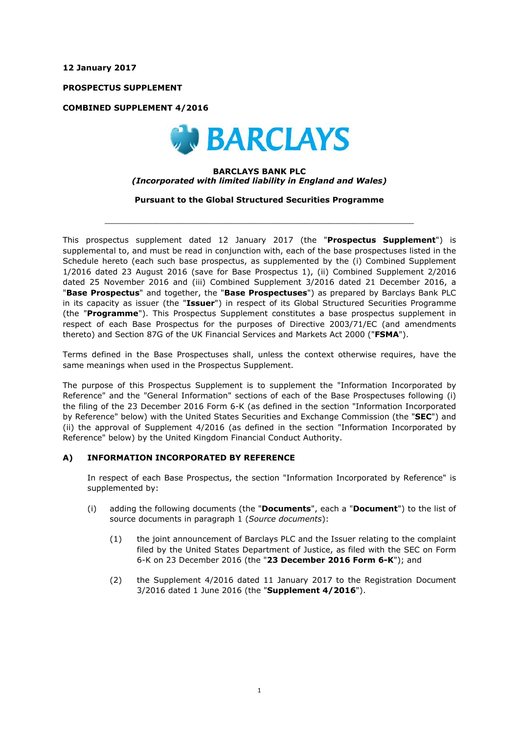**12 January 2017**

**PROSPECTUS SUPPLEMENT**

**COMBINED SUPPLEMENT 4/2016**

**BARCLAYS BANK PLC**
***(Incorporated with limited liability in England and Wales)***

**Pursuant to the Global Structured Securities Programme**

---

This prospectus supplement dated 12 January 2017 (the "**Prospectus Supplement**") is supplemental to, and must be read in conjunction with, each of the base prospectuses listed in the Schedule hereto (each such base prospectus, as supplemented by the (i) Combined Supplement 1/2016 dated 23 August 2016 (save for Base Prospectus 1), (ii) Combined Supplement 2/2016 dated 25 November 2016 and (iii) Combined Supplement 3/2016 dated 21 December 2016, a "**Base Prospectus**" and together, the "**Base Prospectuses**") as prepared by Barclays Bank PLC in its capacity as issuer (the "**Issuer**") in respect of its Global Structured Securities Programme (the "**Programme**"). This Prospectus Supplement constitutes a base prospectus supplement in respect of each Base Prospectus for the purposes of Directive 2003/71/EC (and amendments thereto) and Section 87G of the UK Financial Services and Markets Act 2000 ("**FSMA**").

Terms defined in the Base Prospectuses shall, unless the context otherwise requires, have the same meanings when used in the Prospectus Supplement.

The purpose of this Prospectus Supplement is to supplement the "Information Incorporated by Reference" and the "General Information" sections of each of the Base Prospectuses following (i) the filing of the 23 December 2016 Form 6-K (as defined in the section "Information Incorporated by Reference" below) with the United States Securities and Exchange Commission (the "**SEC**") and (ii) the approval of Supplement 4/2016 (as defined in the section "Information Incorporated by Reference" below) by the United Kingdom Financial Conduct Authority.

## A) INFORMATION INCORPORATED BY REFERENCE

In respect of each Base Prospectus, the section "Information Incorporated by Reference" is supplemented by:

(i) adding the following documents (the "**Documents**", each a "**Document**") to the list of source documents in paragraph 1 (*Source documents*):

(1) the joint announcement of Barclays PLC and the Issuer relating to the complaint filed by the United States Department of Justice, as filed with the SEC on Form 6-K on 23 December 2016 (the "**23 December 2016 Form 6-K**"); and

(2) the Supplement 4/2016 dated 11 January 2017 to the Registration Document 3/2016 dated 1 June 2016 (the "**Supplement 4/2016**").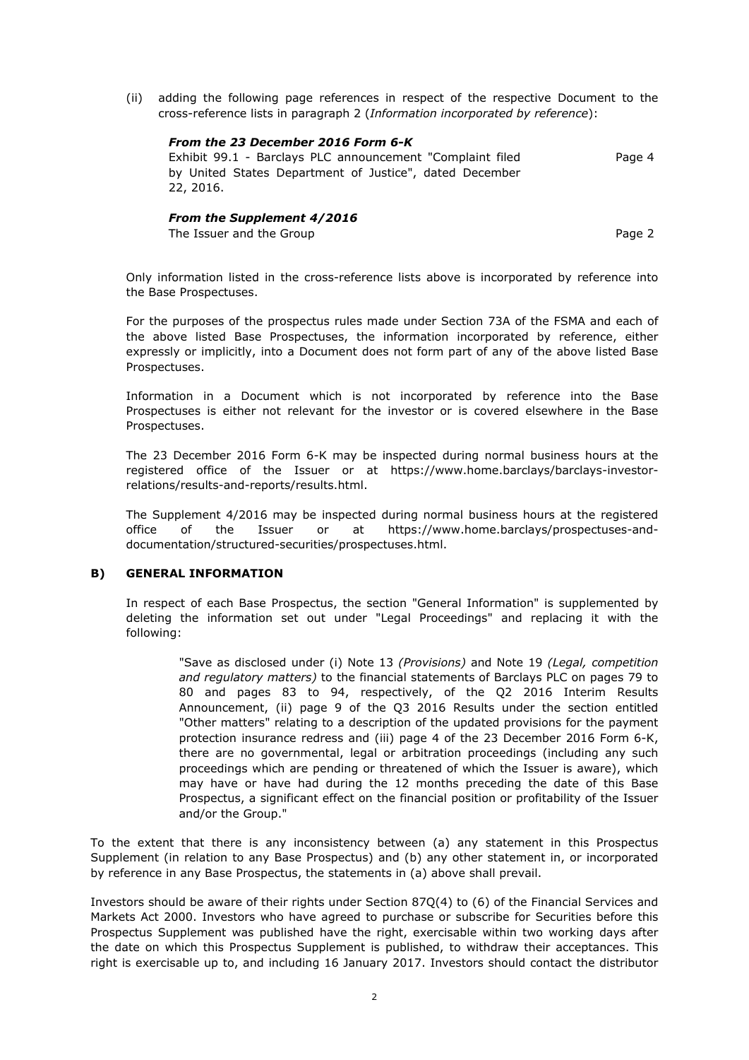(ii) adding the following page references in respect of the respective Document to the cross-reference lists in paragraph 2 (*Information incorporated by reference*):

***From the 23 December 2016 Form 6-K***

| | |
|---|---|
| Exhibit 99.1 - Barclays PLC announcement "Complaint filed by United States Department of Justice", dated December 22, 2016. | Page 4 |

***From the Supplement 4/2016***

| | |
|---|---|
| The Issuer and the Group | Page 2 |

Only information listed in the cross-reference lists above is incorporated by reference into the Base Prospectuses.

For the purposes of the prospectus rules made under Section 73A of the FSMA and each of the above listed Base Prospectuses, the information incorporated by reference, either expressly or implicitly, into a Document does not form part of any of the above listed Base Prospectuses.

Information in a Document which is not incorporated by reference into the Base Prospectuses is either not relevant for the investor or is covered elsewhere in the Base Prospectuses.

The 23 December 2016 Form 6-K may be inspected during normal business hours at the registered office of the Issuer or at https://www.home.barclays/barclays-investor-relations/results-and-reports/results.html.

The Supplement 4/2016 may be inspected during normal business hours at the registered office of the Issuer or at https://www.home.barclays/prospectuses-and-documentation/structured-securities/prospectuses.html.

## B) GENERAL INFORMATION

In respect of each Base Prospectus, the section "General Information" is supplemented by deleting the information set out under "Legal Proceedings" and replacing it with the following:

> "Save as disclosed under (i) Note 13 *(Provisions)* and Note 19 *(Legal, competition and regulatory matters)* to the financial statements of Barclays PLC on pages 79 to 80 and pages 83 to 94, respectively, of the Q2 2016 Interim Results Announcement, (ii) page 9 of the Q3 2016 Results under the section entitled "Other matters" relating to a description of the updated provisions for the payment protection insurance redress and (iii) page 4 of the 23 December 2016 Form 6-K, there are no governmental, legal or arbitration proceedings (including any such proceedings which are pending or threatened of which the Issuer is aware), which may have or have had during the 12 months preceding the date of this Base Prospectus, a significant effect on the financial position or profitability of the Issuer and/or the Group."

To the extent that there is any inconsistency between (a) any statement in this Prospectus Supplement (in relation to any Base Prospectus) and (b) any other statement in, or incorporated by reference in any Base Prospectus, the statements in (a) above shall prevail.

Investors should be aware of their rights under Section 87Q(4) to (6) of the Financial Services and Markets Act 2000. Investors who have agreed to purchase or subscribe for Securities before this Prospectus Supplement was published have the right, exercisable within two working days after the date on which this Prospectus Supplement is published, to withdraw their acceptances. This right is exercisable up to, and including 16 January 2017. Investors should contact the distributor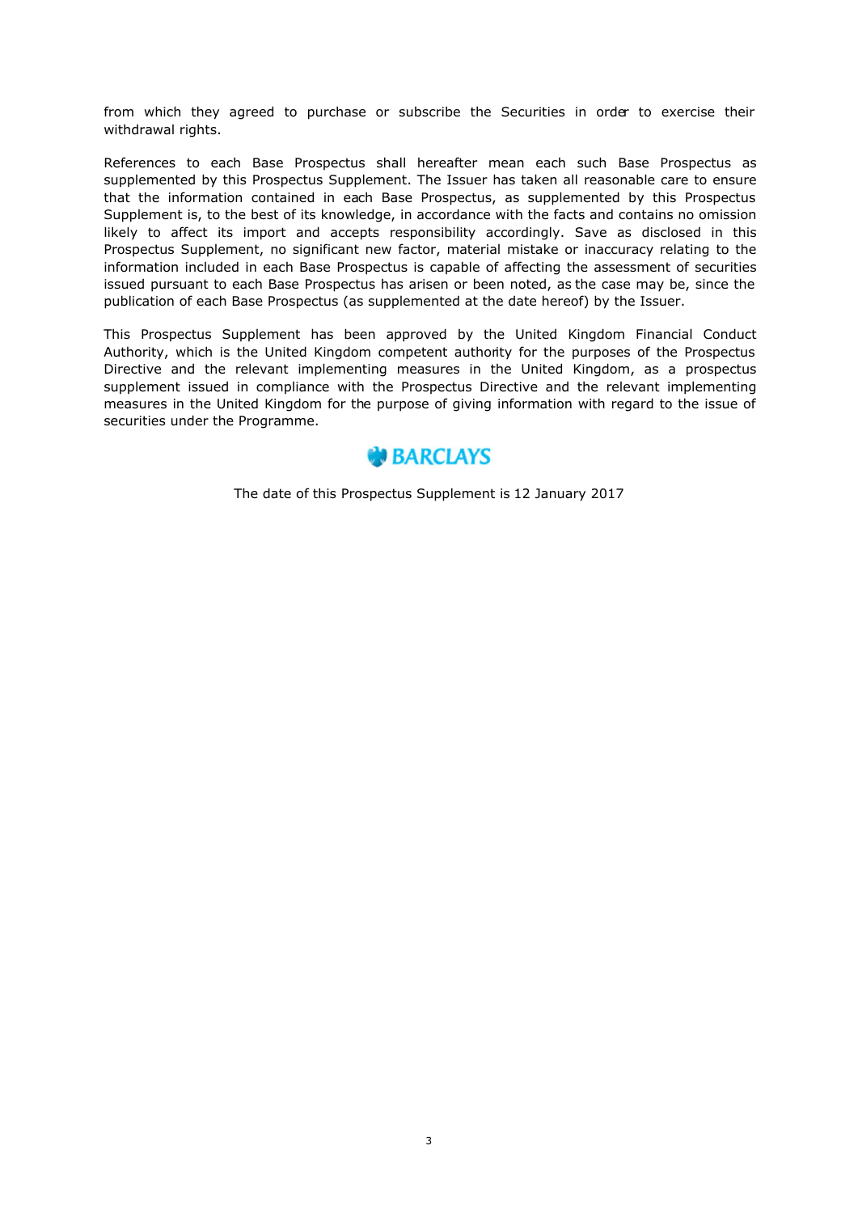from which they agreed to purchase or subscribe the Securities in order to exercise their withdrawal rights.

References to each Base Prospectus shall hereafter mean each such Base Prospectus as supplemented by this Prospectus Supplement. The Issuer has taken all reasonable care to ensure that the information contained in each Base Prospectus, as supplemented by this Prospectus Supplement is, to the best of its knowledge, in accordance with the facts and contains no omission likely to affect its import and accepts responsibility accordingly. Save as disclosed in this Prospectus Supplement, no significant new factor, material mistake or inaccuracy relating to the information included in each Base Prospectus is capable of affecting the assessment of securities issued pursuant to each Base Prospectus has arisen or been noted, as the case may be, since the publication of each Base Prospectus (as supplemented at the date hereof) by the Issuer.

This Prospectus Supplement has been approved by the United Kingdom Financial Conduct Authority, which is the United Kingdom competent authority for the purposes of the Prospectus Directive and the relevant implementing measures in the United Kingdom, as a prospectus supplement issued in compliance with the Prospectus Directive and the relevant implementing measures in the United Kingdom for the purpose of giving information with regard to the issue of securities under the Programme.

BARCLAYS

The date of this Prospectus Supplement is 12 January 2017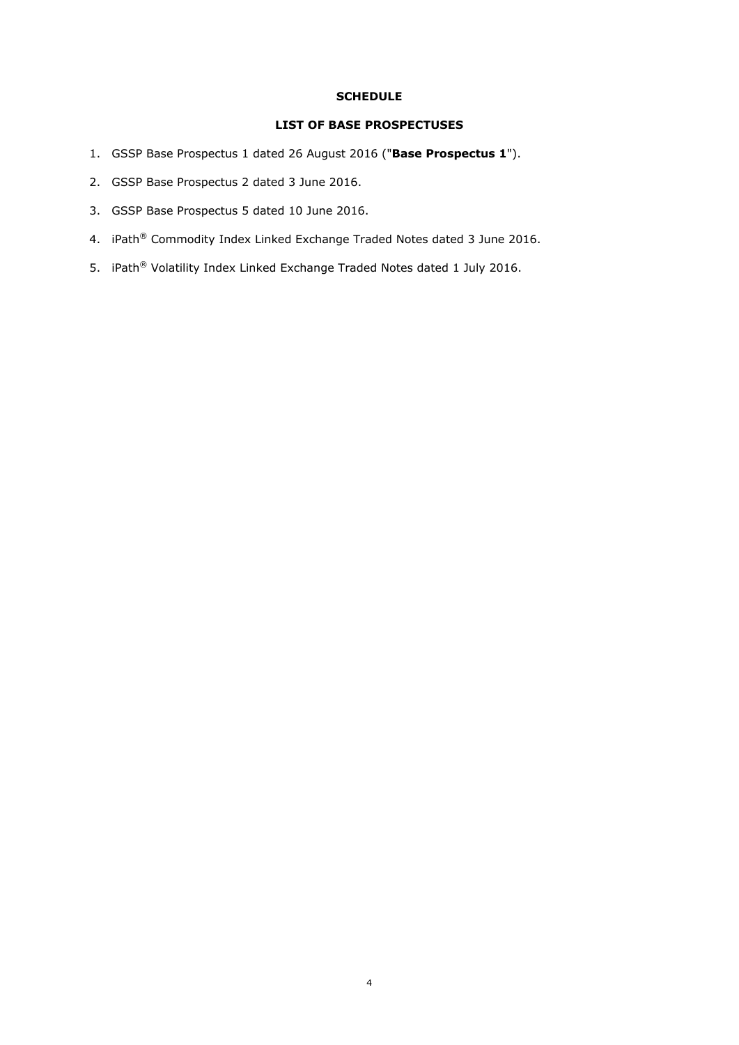## SCHEDULE

## LIST OF BASE PROSPECTUSES

1. GSSP Base Prospectus 1 dated 26 August 2016 ("**Base Prospectus 1**").
2. GSSP Base Prospectus 2 dated 3 June 2016.
3. GSSP Base Prospectus 5 dated 10 June 2016.
4. iPath® Commodity Index Linked Exchange Traded Notes dated 3 June 2016.
5. iPath® Volatility Index Linked Exchange Traded Notes dated 1 July 2016.